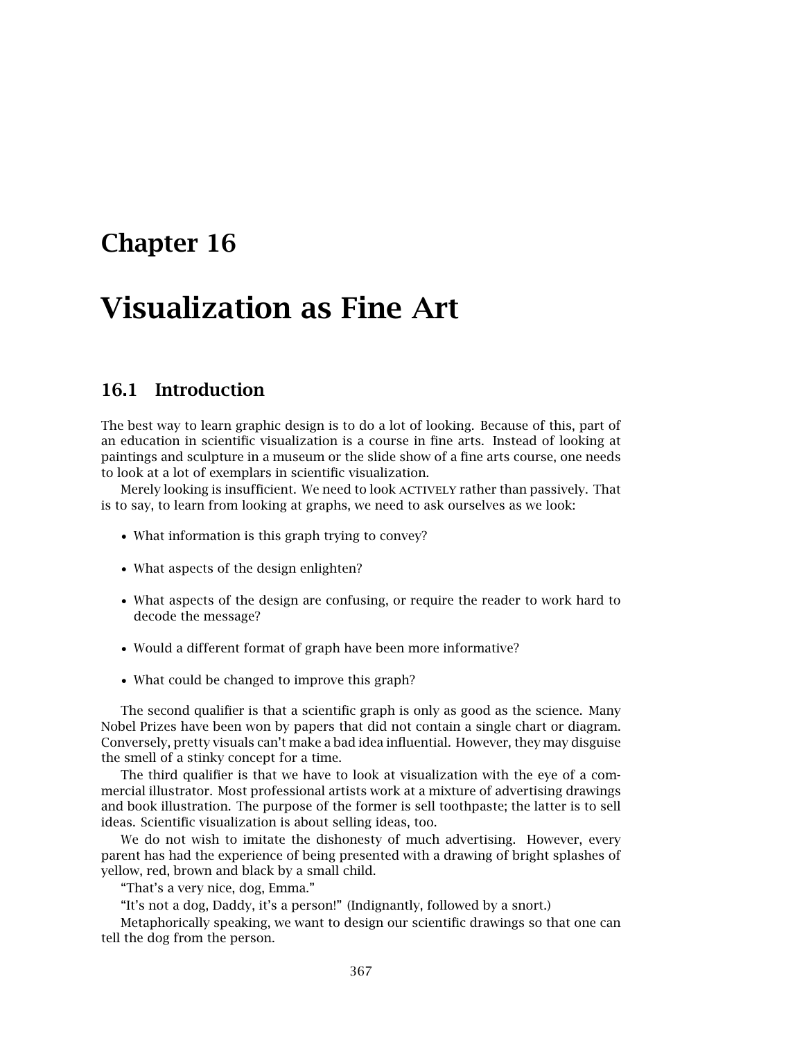# Chapter 16

# Visualization as Fine Art

## 16.1 Introduction

The best way to learn graphic design is to do a lot of looking. Because of this, part of an education in scientific visualization is a course in fine arts. Instead of looking at paintings and sculpture in a museum or the slide show of a fine arts course, one needs to look at a lot of exemplars in scientific visualization.

Merely looking is insufficient. We need to look ACTIVELY rather than passively. That is to say, to learn from looking at graphs, we need to ask ourselves as we look:

- What information is this graph trying to convey?
- What aspects of the design enlighten?
- What aspects of the design are confusing, or require the reader to work hard to decode the message?
- Would a different format of graph have been more informative?
- What could be changed to improve this graph?

The second qualifier is that a scientific graph is only as good as the science. Many Nobel Prizes have been won by papers that did not contain a single chart or diagram. Conversely, pretty visuals can't make a bad idea influential. However, they may disguise the smell of a stinky concept for a time.

The third qualifier is that we have to look at visualization with the eye of a commercial illustrator. Most professional artists work at a mixture of advertising drawings and book illustration. The purpose of the former is sell toothpaste; the latter is to sell ideas. Scientific visualization is about selling ideas, too.

We do not wish to imitate the dishonesty of much advertising. However, every parent has had the experience of being presented with a drawing of bright splashes of yellow, red, brown and black by a small child.

"That's a very nice, dog, Emma."

"It's not a dog, Daddy, it's a person!" (Indignantly, followed by a snort.)

Metaphorically speaking, we want to design our scientific drawings so that one can tell the dog from the person.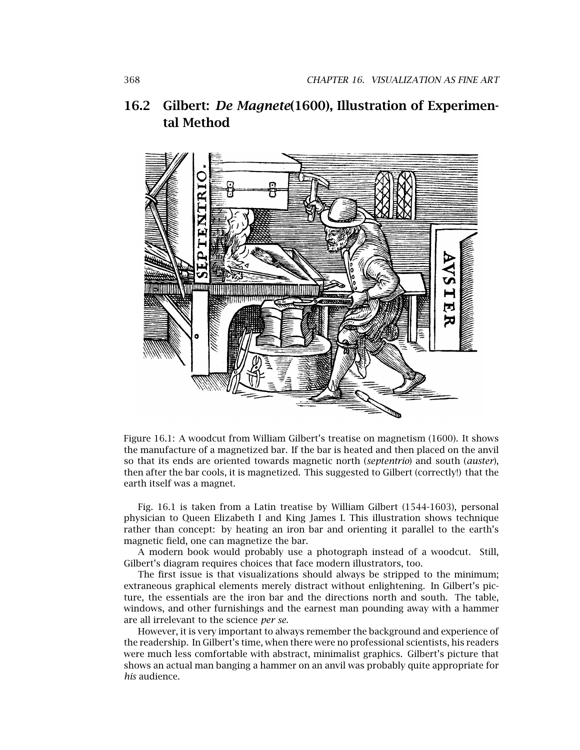## 16.2 Gilbert: *De Magnete*(1600), Illustration of Experimental Method

Figure 16.1: A woodcut from William Gilbert's treatise on magnetism (1600). It shows the manufacture of a magnetized bar. If the bar is heated and then placed on the anvil so that its ends are oriented towards magnetic north (*septentrio*) and south (*auster*), then after the bar cools, it is magnetized. This suggested to Gilbert (correctly!) that the earth itself was a magnet.

Fig. 16.1 is taken from a Latin treatise by William Gilbert (1544-1603), personal physician to Queen Elizabeth I and King James I. This illustration shows technique rather than concept: by heating an iron bar and orienting it parallel to the earth's magnetic field, one can magnetize the bar.

A modern book would probably use a photograph instead of a woodcut. Still, Gilbert's diagram requires choices that face modern illustrators, too.

The first issue is that visualizations should always be stripped to the minimum; extraneous graphical elements merely distract without enlightening. In Gilbert's picture, the essentials are the iron bar and the directions north and south. The table, windows, and other furnishings and the earnest man pounding away with a hammer are all irrelevant to the science *per se*.

However, it is very important to always remember the background and experience of the readership. In Gilbert's time, when there were no professional scientists, his readers were much less comfortable with abstract, minimalist graphics. Gilbert's picture that shows an actual man banging a hammer on an anvil was probably quite appropriate for *his* audience.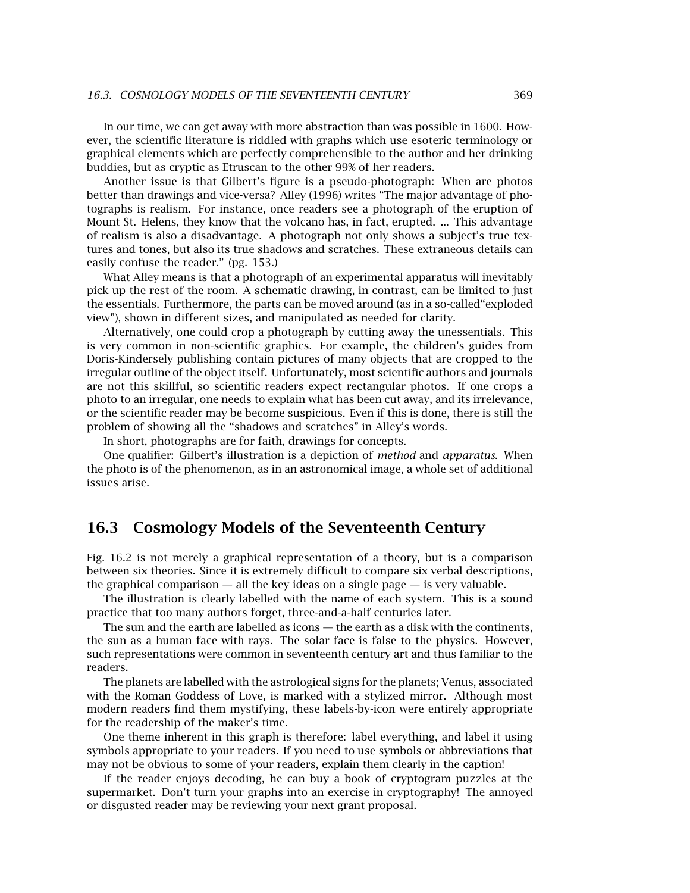In our time, we can get away with more abstraction than was possible in 1600. However, the scientific literature is riddled with graphs which use esoteric terminology or graphical elements which are perfectly comprehensible to the author and her drinking buddies, but as cryptic as Etruscan to the other 99% of her readers.

Another issue is that Gilbert's figure is a pseudo-photograph: When are photos better than drawings and vice-versa? Alley (1996) writes "The major advantage of photographs is realism. For instance, once readers see a photograph of the eruption of Mount St. Helens, they know that the volcano has, in fact, erupted. ... This advantage of realism is also a disadvantage. A photograph not only shows a subject's true textures and tones, but also its true shadows and scratches. These extraneous details can easily confuse the reader." (pg. 153.)

What Alley means is that a photograph of an experimental apparatus will inevitably pick up the rest of the room. A schematic drawing, in contrast, can be limited to just the essentials. Furthermore, the parts can be moved around (as in a so-called"exploded view"), shown in different sizes, and manipulated as needed for clarity.

Alternatively, one could crop a photograph by cutting away the unessentials. This is very common in non-scientific graphics. For example, the children's guides from Doris-Kindersely publishing contain pictures of many objects that are cropped to the irregular outline of the object itself. Unfortunately, most scientific authors and journals are not this skillful, so scientific readers expect rectangular photos. If one crops a photo to an irregular, one needs to explain what has been cut away, and its irrelevance, or the scientific reader may be become suspicious. Even if this is done, there is still the problem of showing all the "shadows and scratches" in Alley's words.

In short, photographs are for faith, drawings for concepts.

One qualifier: Gilbert's illustration is a depiction of *method* and *apparatus*. When the photo is of the phenomenon, as in an astronomical image, a whole set of additional issues arise.

## 16.3 Cosmology Models of the Seventeenth Century

Fig. 16.2 is not merely a graphical representation of a theory, but is a comparison between six theories. Since it is extremely difficult to compare six verbal descriptions, the graphical comparison — all the key ideas on a single page — is very valuable.

The illustration is clearly labelled with the name of each system. This is a sound practice that too many authors forget, three-and-a-half centuries later.

The sun and the earth are labelled as icons — the earth as a disk with the continents, the sun as a human face with rays. The solar face is false to the physics. However, such representations were common in seventeenth century art and thus familiar to the readers.

The planets are labelled with the astrological signs for the planets; Venus, associated with the Roman Goddess of Love, is marked with a stylized mirror. Although most modern readers find them mystifying, these labels-by-icon were entirely appropriate for the readership of the maker's time.

One theme inherent in this graph is therefore: label everything, and label it using symbols appropriate to your readers. If you need to use symbols or abbreviations that may not be obvious to some of your readers, explain them clearly in the caption!

If the reader enjoys decoding, he can buy a book of cryptogram puzzles at the supermarket. Don't turn your graphs into an exercise in cryptography! The annoyed or disgusted reader may be reviewing your next grant proposal.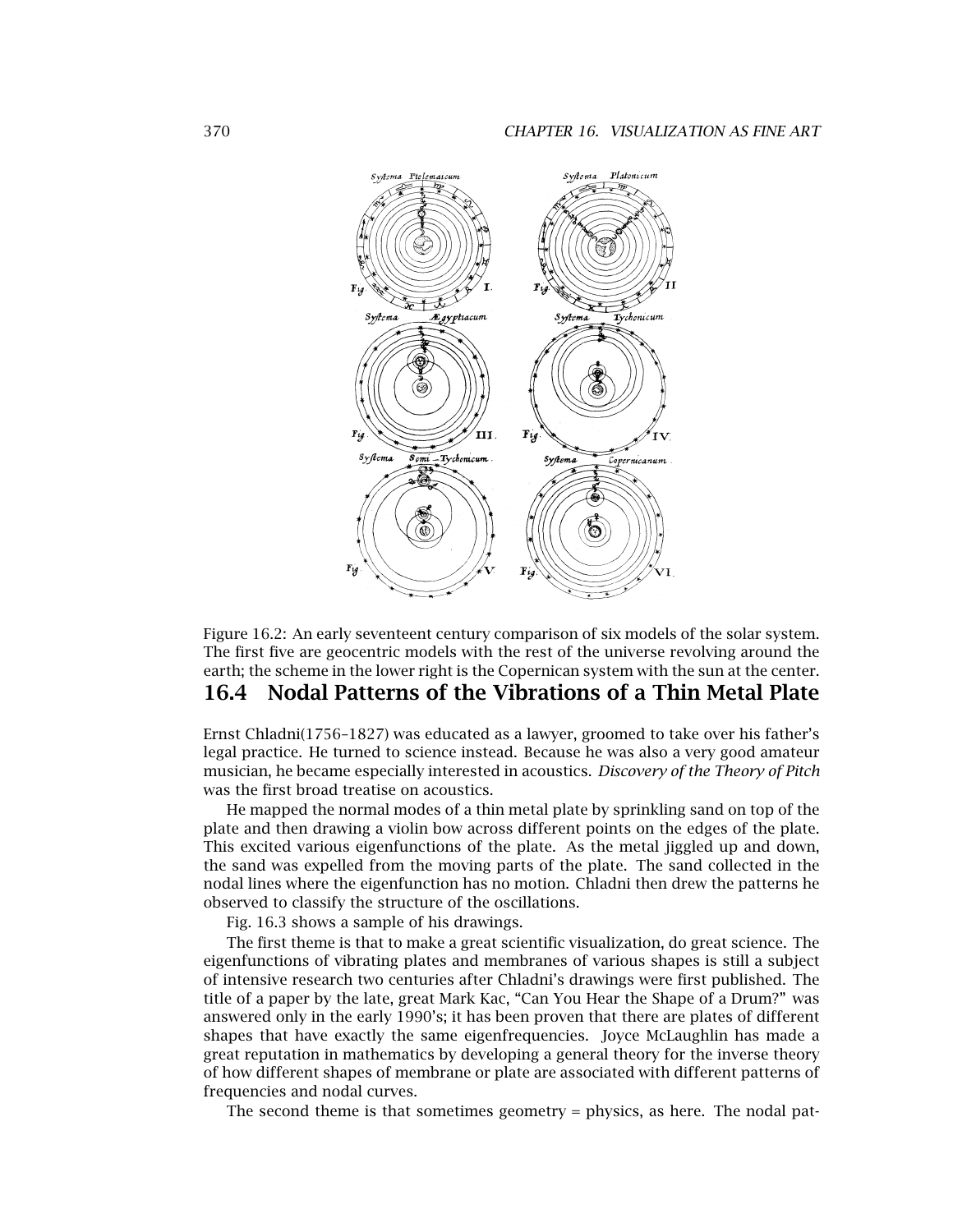Figure 16.2: An early seventeent century comparison of six models of the solar system. The first five are geocentric models with the rest of the universe revolving around the earth; the scheme in the lower right is the Copernican system with the sun at the center.

## 16.4 Nodal Patterns of the Vibrations of a Thin Metal Plate

Ernst Chladni(1756–1827) was educated as a lawyer, groomed to take over his father's legal practice. He turned to science instead. Because he was also a very good amateur musician, he became especially interested in acoustics. *Discovery of the Theory of Pitch* was the first broad treatise on acoustics.

He mapped the normal modes of a thin metal plate by sprinkling sand on top of the plate and then drawing a violin bow across different points on the edges of the plate. This excited various eigenfunctions of the plate. As the metal jiggled up and down, the sand was expelled from the moving parts of the plate. The sand collected in the nodal lines where the eigenfunction has no motion. Chladni then drew the patterns he observed to classify the structure of the oscillations.

Fig. 16.3 shows a sample of his drawings.

The first theme is that to make a great scientific visualization, do great science. The eigenfunctions of vibrating plates and membranes of various shapes is still a subject of intensive research two centuries after Chladni's drawings were first published. The title of a paper by the late, great Mark Kac, "Can You Hear the Shape of a Drum?" was answered only in the early 1990's; it has been proven that there are plates of different shapes that have exactly the same eigenfrequencies. Joyce McLaughlin has made a great reputation in mathematics by developing a general theory for the inverse theory of how different shapes of membrane or plate are associated with different patterns of frequencies and nodal curves.

The second theme is that sometimes geometry = physics, as here. The nodal pat-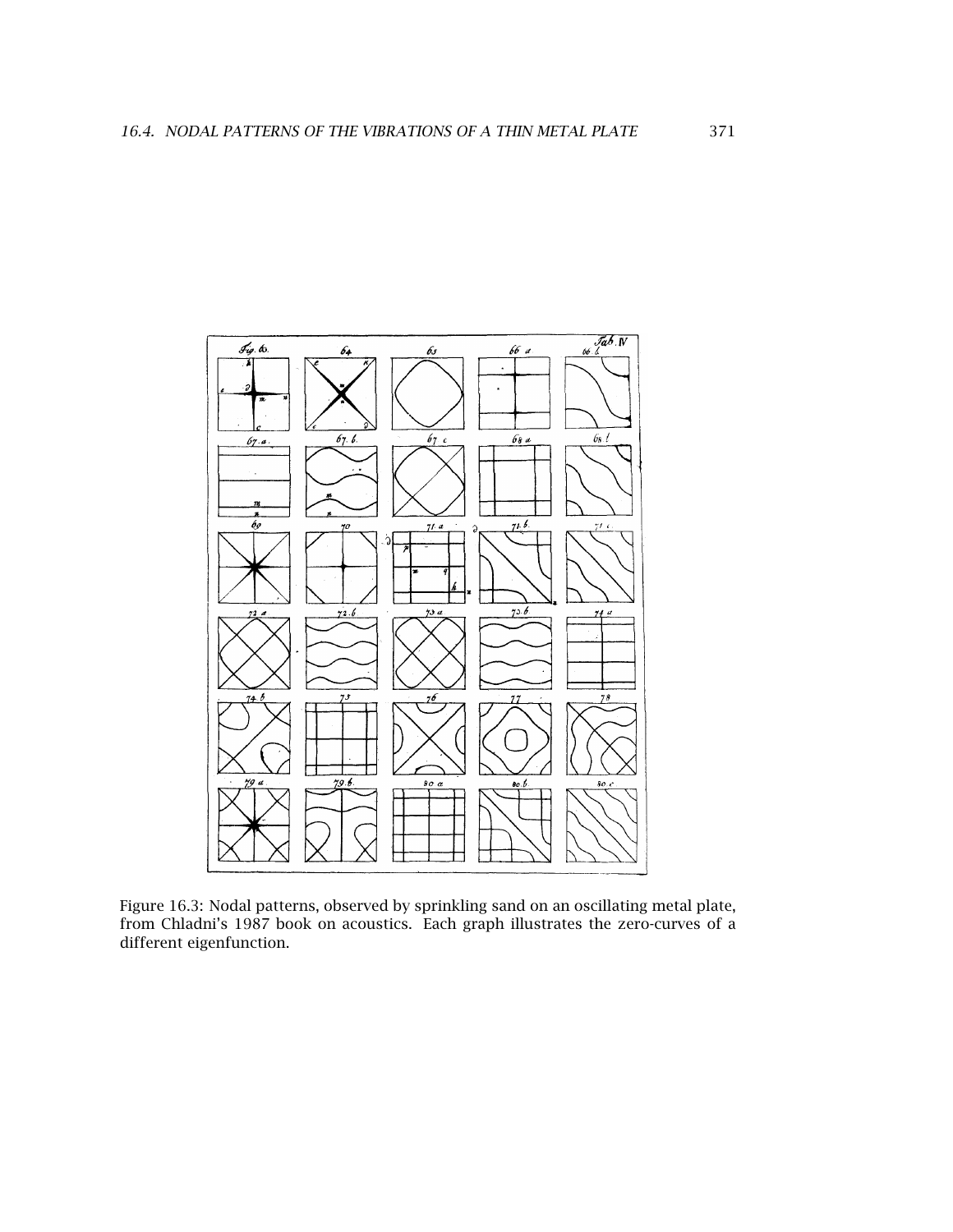Figure 16.3: Nodal patterns, observed by sprinkling sand on an oscillating metal plate, from Chladni's 1987 book on acoustics. Each graph illustrates the zero-curves of a different eigenfunction.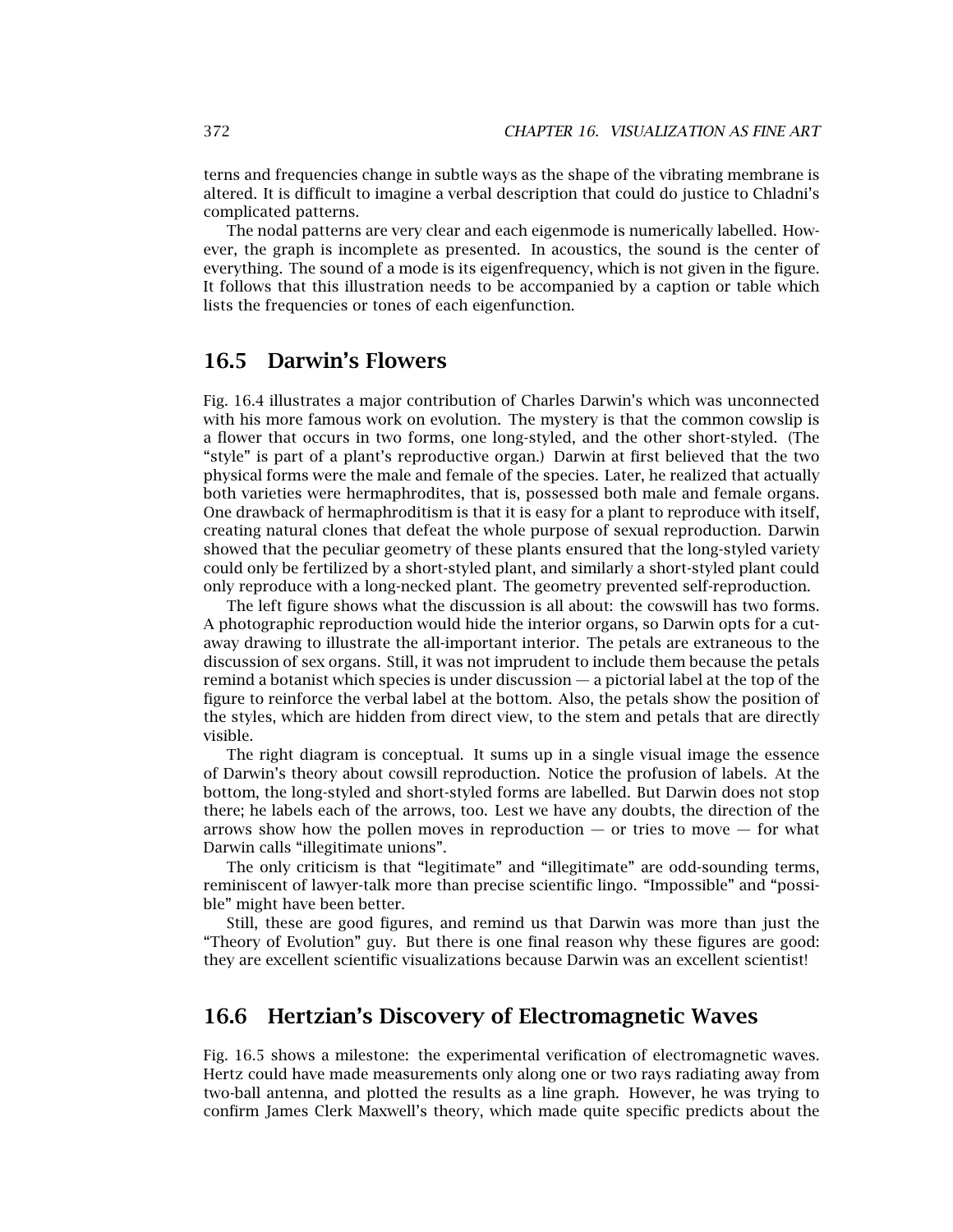terns and frequencies change in subtle ways as the shape of the vibrating membrane is altered. It is difficult to imagine a verbal description that could do justice to Chladni's complicated patterns.

The nodal patterns are very clear and each eigenmode is numerically labelled. However, the graph is incomplete as presented. In acoustics, the sound is the center of everything. The sound of a mode is its eigenfrequency, which is not given in the figure. It follows that this illustration needs to be accompanied by a caption or table which lists the frequencies or tones of each eigenfunction.

## 16.5 Darwin's Flowers

Fig. 16.4 illustrates a major contribution of Charles Darwin's which was unconnected with his more famous work on evolution. The mystery is that the common cowslip is a flower that occurs in two forms, one long-styled, and the other short-styled. (The "style" is part of a plant's reproductive organ.) Darwin at first believed that the two physical forms were the male and female of the species. Later, he realized that actually both varieties were hermaphrodites, that is, possessed both male and female organs. One drawback of hermaphroditism is that it is easy for a plant to reproduce with itself, creating natural clones that defeat the whole purpose of sexual reproduction. Darwin showed that the peculiar geometry of these plants ensured that the long-styled variety could only be fertilized by a short-styled plant, and similarly a short-styled plant could only reproduce with a long-necked plant. The geometry prevented self-reproduction.

The left figure shows what the discussion is all about: the cowswill has two forms. A photographic reproduction would hide the interior organs, so Darwin opts for a cutaway drawing to illustrate the all-important interior. The petals are extraneous to the discussion of sex organs. Still, it was not imprudent to include them because the petals remind a botanist which species is under discussion — a pictorial label at the top of the figure to reinforce the verbal label at the bottom. Also, the petals show the position of the styles, which are hidden from direct view, to the stem and petals that are directly visible.

The right diagram is conceptual. It sums up in a single visual image the essence of Darwin's theory about cowsill reproduction. Notice the profusion of labels. At the bottom, the long-styled and short-styled forms are labelled. But Darwin does not stop there; he labels each of the arrows, too. Lest we have any doubts, the direction of the arrows show how the pollen moves in reproduction — or tries to move — for what Darwin calls "illegitimate unions".

The only criticism is that "legitimate" and "illegitimate" are odd-sounding terms, reminiscent of lawyer-talk more than precise scientific lingo. "Impossible" and "possible" might have been better.

Still, these are good figures, and remind us that Darwin was more than just the "Theory of Evolution" guy. But there is one final reason why these figures are good: they are excellent scientific visualizations because Darwin was an excellent scientist!

## 16.6 Hertzian's Discovery of Electromagnetic Waves

Fig. 16.5 shows a milestone: the experimental verification of electromagnetic waves. Hertz could have made measurements only along one or two rays radiating away from two-ball antenna, and plotted the results as a line graph. However, he was trying to confirm James Clerk Maxwell's theory, which made quite specific predicts about the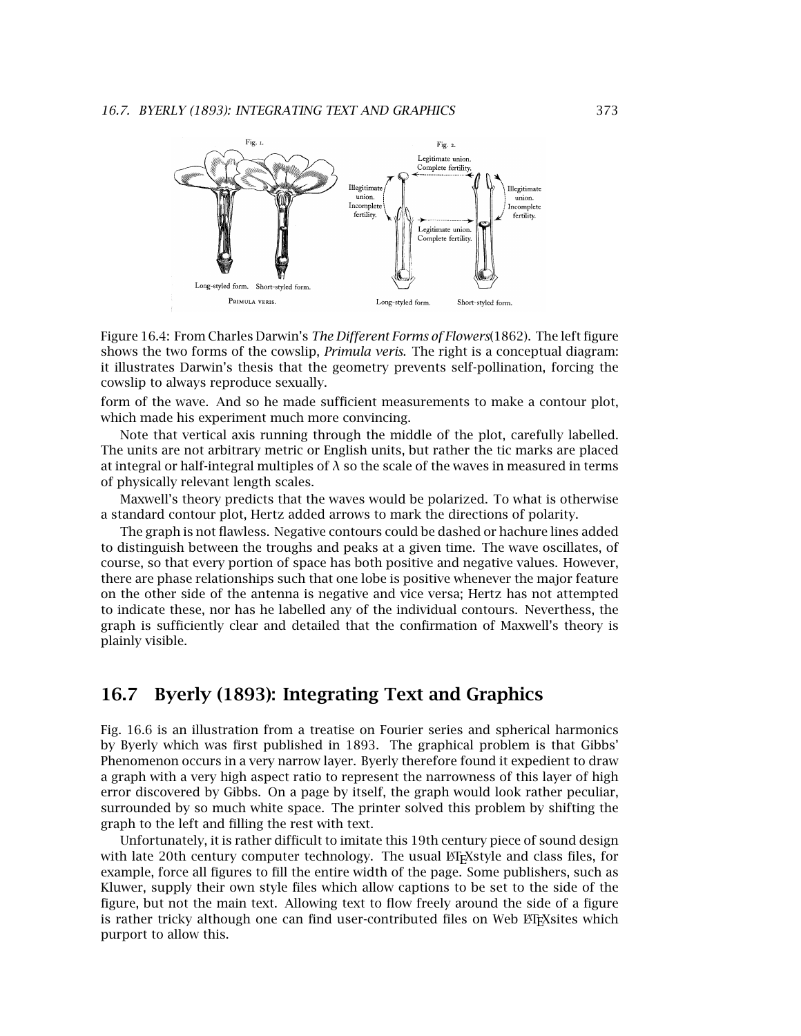Figure 16.4: From Charles Darwin's *The Different Forms of Flowers*(1862). The left figure shows the two forms of the cowslip, *Primula veris.* The right is a conceptual diagram: it illustrates Darwin's thesis that the geometry prevents self-pollination, forcing the cowslip to always reproduce sexually.

form of the wave. And so he made sufficient measurements to make a contour plot, which made his experiment much more convincing.

Note that vertical axis running through the middle of the plot, carefully labelled. The units are not arbitrary metric or English units, but rather the tic marks are placed at integral or half-integral multiples of $\lambda$ so the scale of the waves in measured in terms of physically relevant length scales.

Maxwell's theory predicts that the waves would be polarized. To what is otherwise a standard contour plot, Hertz added arrows to mark the directions of polarity.

The graph is not flawless. Negative contours could be dashed or hachure lines added to distinguish between the troughs and peaks at a given time. The wave oscillates, of course, so that every portion of space has both positive and negative values. However, there are phase relationships such that one lobe is positive whenever the major feature on the other side of the antenna is negative and vice versa; Hertz has not attempted to indicate these, nor has he labelled any of the individual contours. Neverthess, the graph is sufficiently clear and detailed that the confirmation of Maxwell's theory is plainly visible.

## 16.7 Byerly (1893): Integrating Text and Graphics

Fig. 16.6 is an illustration from a treatise on Fourier series and spherical harmonics by Byerly which was first published in 1893. The graphical problem is that Gibbs' Phenomenon occurs in a very narrow layer. Byerly therefore found it expedient to draw a graph with a very high aspect ratio to represent the narrowness of this layer of high error discovered by Gibbs. On a page by itself, the graph would look rather peculiar, surrounded by so much white space. The printer solved this problem by shifting the graph to the left and filling the rest with text.

Unfortunately, it is rather difficult to imitate this 19th century piece of sound design with late 20th century computer technology. The usual LaTeXstyle and class files, for example, force all figures to fill the entire width of the page. Some publishers, such as Kluwer, supply their own style files which allow captions to be set to the side of the figure, but not the main text. Allowing text to flow freely around the side of a figure is rather tricky although one can find user-contributed files on Web LaTeXsites which purport to allow this.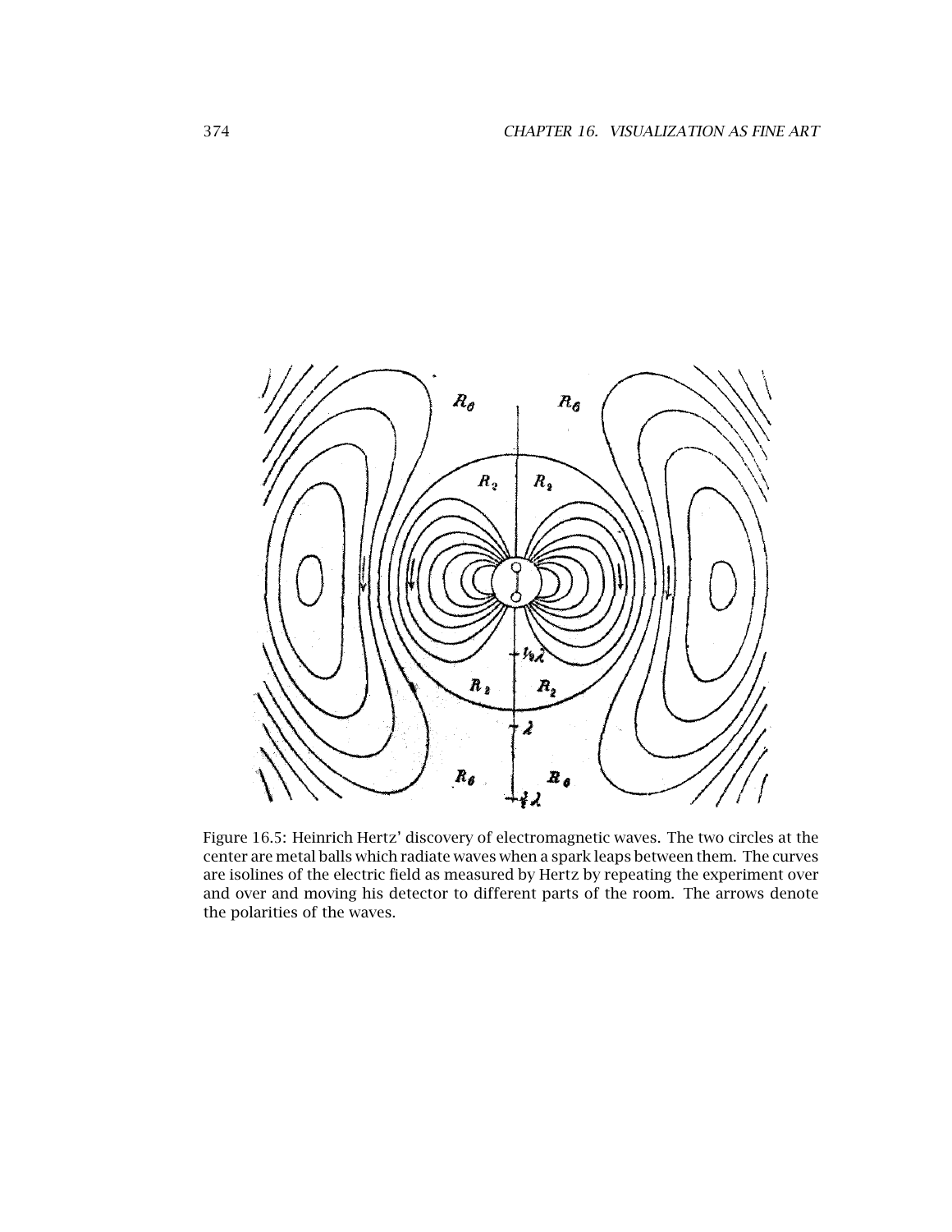Figure 16.5: Heinrich Hertz' discovery of electromagnetic waves. The two circles at the center are metal balls which radiate waves when a spark leaps between them. The curves are isolines of the electric field as measured by Hertz by repeating the experiment over and over and moving his detector to different parts of the room. The arrows denote the polarities of the waves.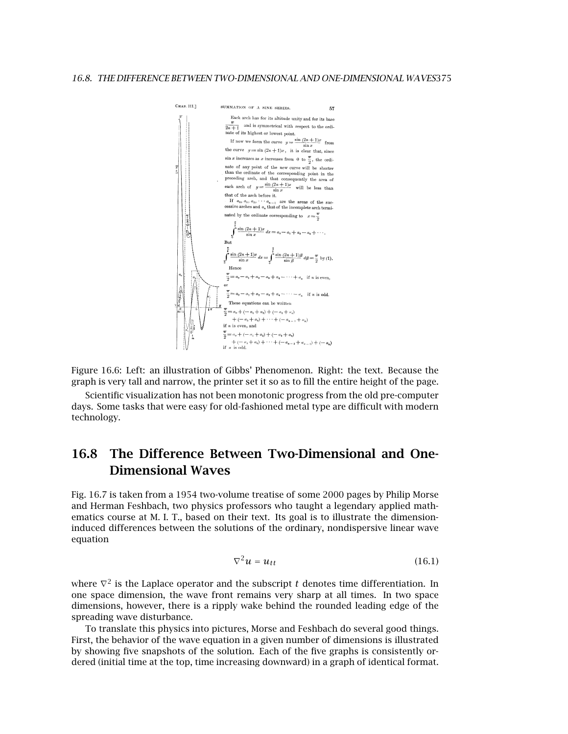Figure 16.6: Left: an illustration of Gibbs' Phenomenon. Right: the text. Because the graph is very tall and narrow, the printer set it so as to fill the entire height of the page.

Scientific visualization has not been monotonic progress from the old pre-computer days. Some tasks that were easy for old-fashioned metal type are difficult with modern technology.

## 16.8 The Difference Between Two-Dimensional and One-Dimensional Waves

Fig. 16.7 is taken from a 1954 two-volume treatise of some 2000 pages by Philip Morse and Herman Feshbach, two physics professors who taught a legendary applied mathematics course at M. I. T., based on their text. Its goal is to illustrate the dimension-induced differences between the solutions of the ordinary, nondispersive linear wave equation

$$\nabla^2 u = u_{tt} \tag{16.1}$$

where $\nabla^2$ is the Laplace operator and the subscript $t$ denotes time differentiation. In one space dimension, the wave front remains very sharp at all times. In two space dimensions, however, there is a ripply wake behind the rounded leading edge of the spreading wave disturbance.

To translate this physics into pictures, Morse and Feshbach do several good things. First, the behavior of the wave equation in a given number of dimensions is illustrated by showing five snapshots of the solution. Each of the five graphs is consistently ordered (initial time at the top, time increasing downward) in a graph of identical format.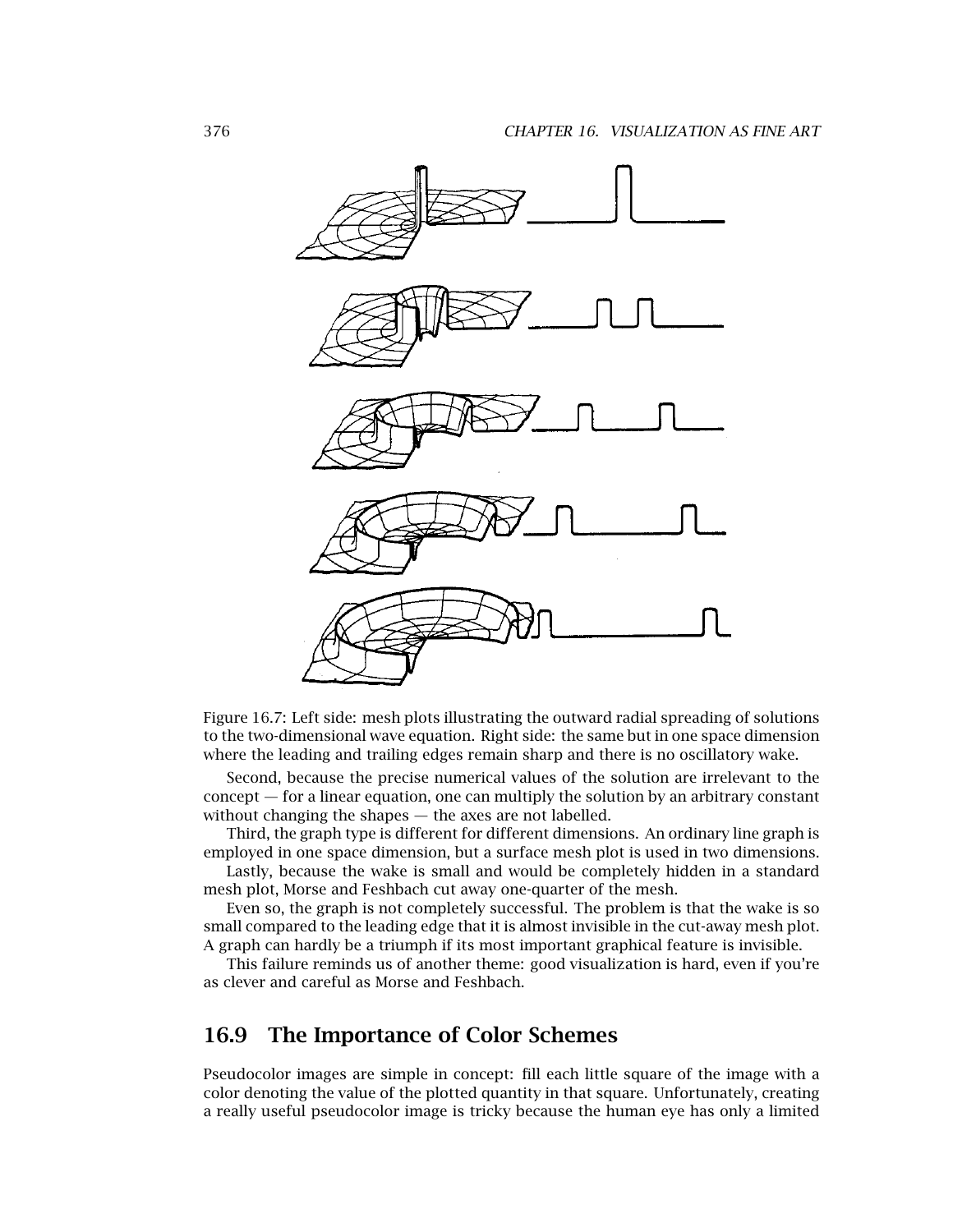Figure 16.7: Left side: mesh plots illustrating the outward radial spreading of solutions to the two-dimensional wave equation. Right side: the same but in one space dimension where the leading and trailing edges remain sharp and there is no oscillatory wake.

Second, because the precise numerical values of the solution are irrelevant to the concept — for a linear equation, one can multiply the solution by an arbitrary constant without changing the shapes — the axes are not labelled.

Third, the graph type is different for different dimensions. An ordinary line graph is employed in one space dimension, but a surface mesh plot is used in two dimensions.

Lastly, because the wake is small and would be completely hidden in a standard mesh plot, Morse and Feshbach cut away one-quarter of the mesh.

Even so, the graph is not completely successful. The problem is that the wake is so small compared to the leading edge that it is almost invisible in the cut-away mesh plot. A graph can hardly be a triumph if its most important graphical feature is invisible.

This failure reminds us of another theme: good visualization is hard, even if you're as clever and careful as Morse and Feshbach.

## 16.9 The Importance of Color Schemes

Pseudocolor images are simple in concept: fill each little square of the image with a color denoting the value of the plotted quantity in that square. Unfortunately, creating a really useful pseudocolor image is tricky because the human eye has only a limited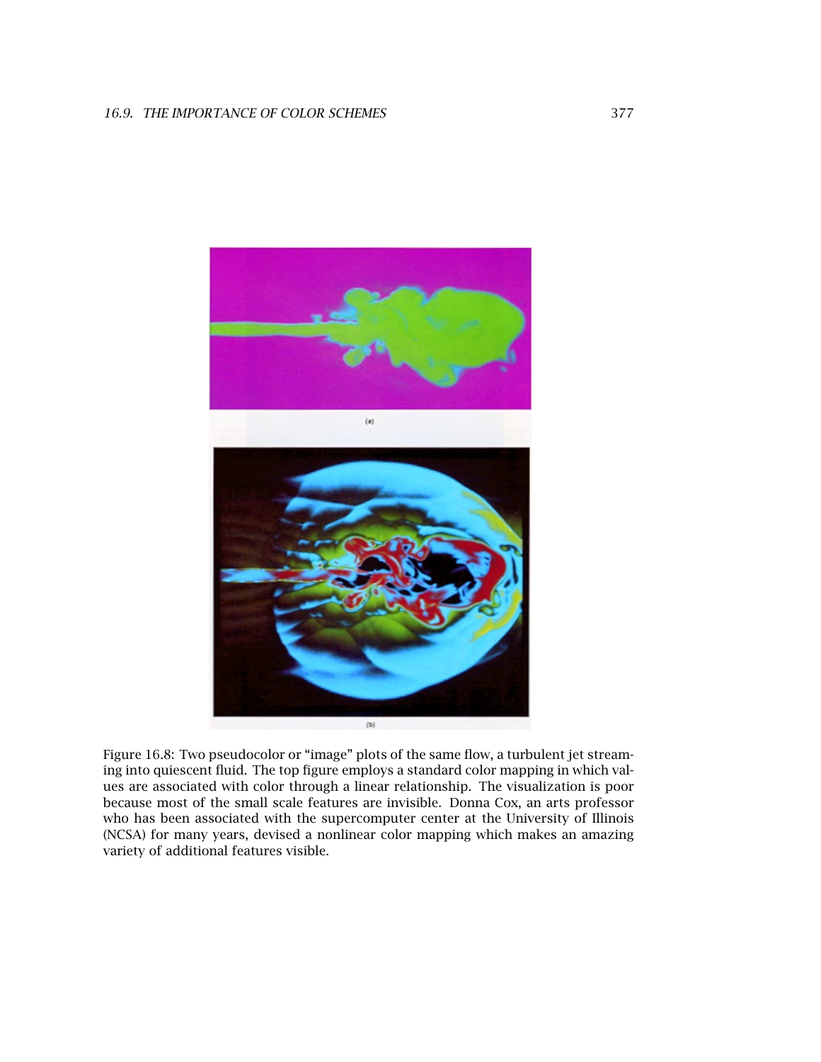(a)

(b)

Figure 16.8: Two pseudocolor or "image" plots of the same flow, a turbulent jet streaming into quiescent fluid. The top figure employs a standard color mapping in which values are associated with color through a linear relationship. The visualization is poor because most of the small scale features are invisible. Donna Cox, an arts professor who has been associated with the supercomputer center at the University of Illinois (NCSA) for many years, devised a nonlinear color mapping which makes an amazing variety of additional features visible.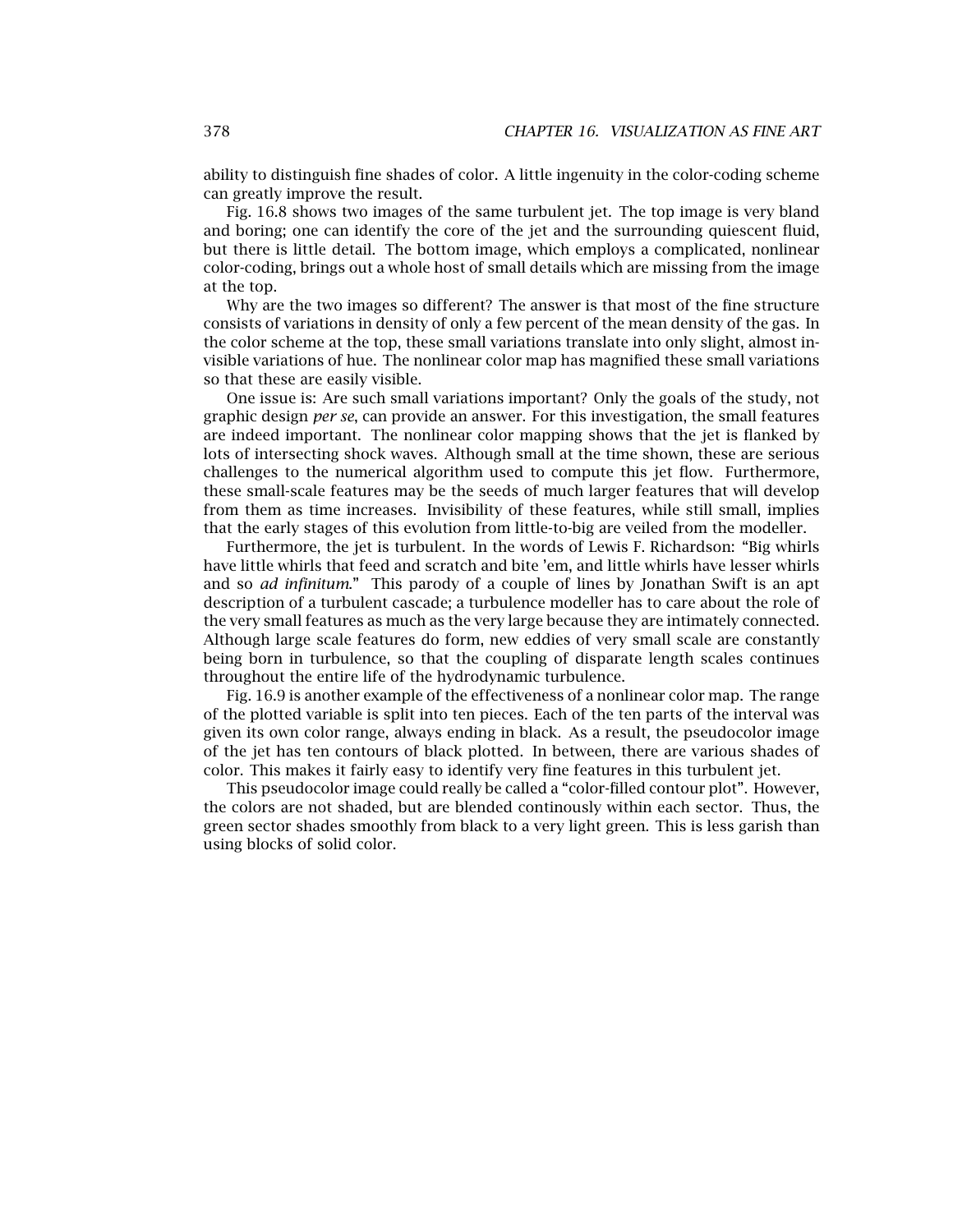ability to distinguish fine shades of color. A little ingenuity in the color-coding scheme can greatly improve the result.

Fig. 16.8 shows two images of the same turbulent jet. The top image is very bland and boring; one can identify the core of the jet and the surrounding quiescent fluid, but there is little detail. The bottom image, which employs a complicated, nonlinear color-coding, brings out a whole host of small details which are missing from the image at the top.

Why are the two images so different? The answer is that most of the fine structure consists of variations in density of only a few percent of the mean density of the gas. In the color scheme at the top, these small variations translate into only slight, almost invisible variations of hue. The nonlinear color map has magnified these small variations so that these are easily visible.

One issue is: Are such small variations important? Only the goals of the study, not graphic design *per se*, can provide an answer. For this investigation, the small features are indeed important. The nonlinear color mapping shows that the jet is flanked by lots of intersecting shock waves. Although small at the time shown, these are serious challenges to the numerical algorithm used to compute this jet flow. Furthermore, these small-scale features may be the seeds of much larger features that will develop from them as time increases. Invisibility of these features, while still small, implies that the early stages of this evolution from little-to-big are veiled from the modeller.

Furthermore, the jet is turbulent. In the words of Lewis F. Richardson: "Big whirls have little whirls that feed and scratch and bite 'em, and little whirls have lesser whirls and so *ad infinitum*." This parody of a couple of lines by Jonathan Swift is an apt description of a turbulent cascade; a turbulence modeller has to care about the role of the very small features as much as the very large because they are intimately connected. Although large scale features do form, new eddies of very small scale are constantly being born in turbulence, so that the coupling of disparate length scales continues throughout the entire life of the hydrodynamic turbulence.

Fig. 16.9 is another example of the effectiveness of a nonlinear color map. The range of the plotted variable is split into ten pieces. Each of the ten parts of the interval was given its own color range, always ending in black. As a result, the pseudocolor image of the jet has ten contours of black plotted. In between, there are various shades of color. This makes it fairly easy to identify very fine features in this turbulent jet.

This pseudocolor image could really be called a "color-filled contour plot". However, the colors are not shaded, but are blended continously within each sector. Thus, the green sector shades smoothly from black to a very light green. This is less garish than using blocks of solid color.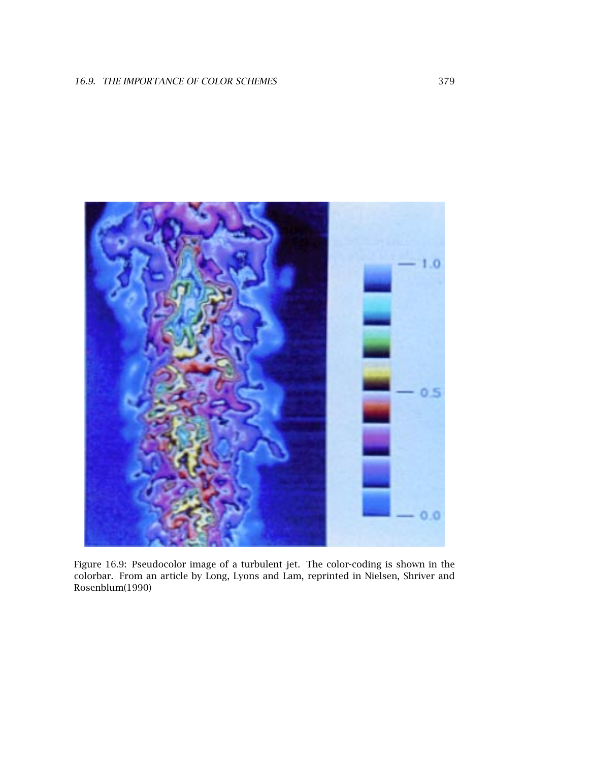Figure 16.9: Pseudocolor image of a turbulent jet. The color-coding is shown in the colorbar. From an article by Long, Lyons and Lam, reprinted in Nielsen, Shriver and Rosenblum(1990)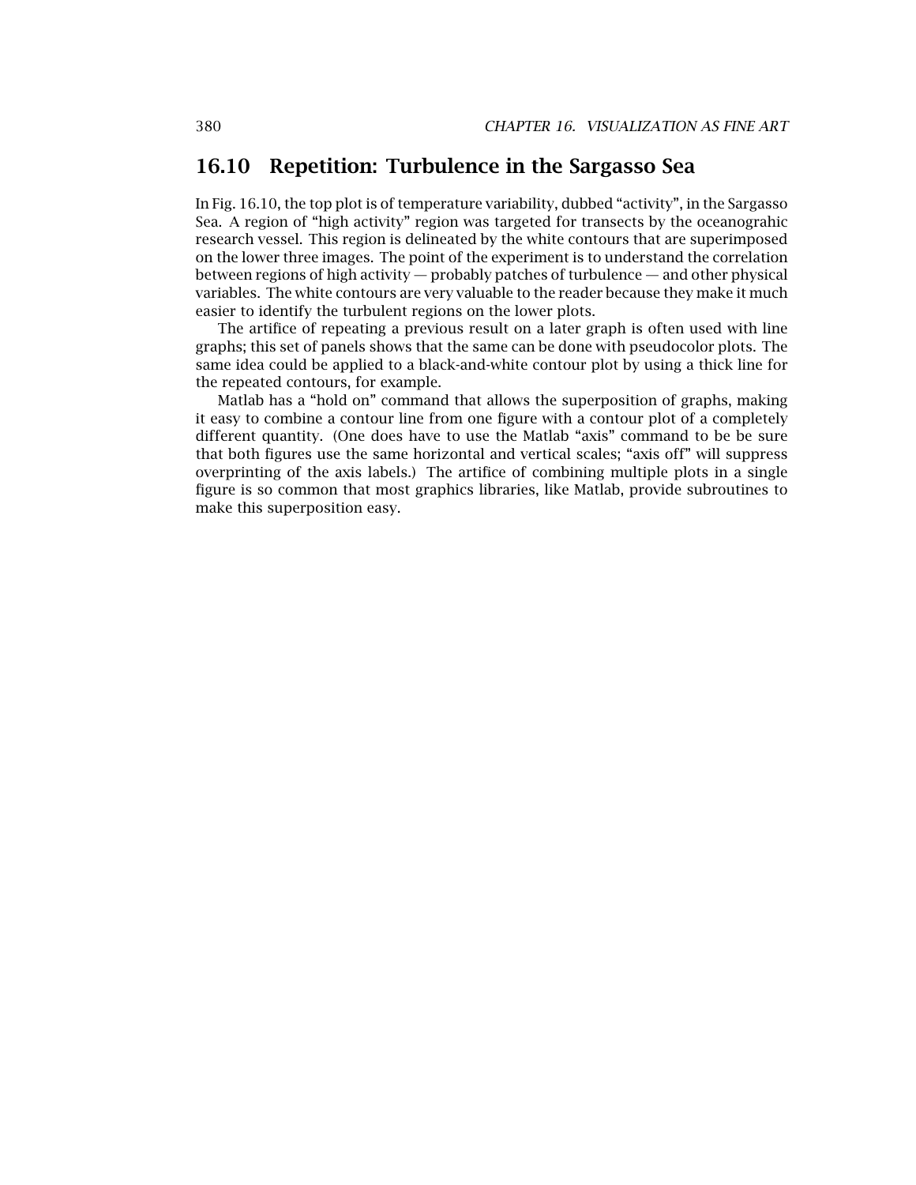## 16.10 Repetition: Turbulence in the Sargasso Sea

In Fig. 16.10, the top plot is of temperature variability, dubbed "activity", in the Sargasso Sea. A region of "high activity" region was targeted for transects by the oceanograhic research vessel. This region is delineated by the white contours that are superimposed on the lower three images. The point of the experiment is to understand the correlation between regions of high activity — probably patches of turbulence — and other physical variables. The white contours are very valuable to the reader because they make it much easier to identify the turbulent regions on the lower plots.

The artifice of repeating a previous result on a later graph is often used with line graphs; this set of panels shows that the same can be done with pseudocolor plots. The same idea could be applied to a black-and-white contour plot by using a thick line for the repeated contours, for example.

Matlab has a "hold on" command that allows the superposition of graphs, making it easy to combine a contour line from one figure with a contour plot of a completely different quantity. (One does have to use the Matlab "axis" command to be be sure that both figures use the same horizontal and vertical scales; "axis off" will suppress overprinting of the axis labels.) The artifice of combining multiple plots in a single figure is so common that most graphics libraries, like Matlab, provide subroutines to make this superposition easy.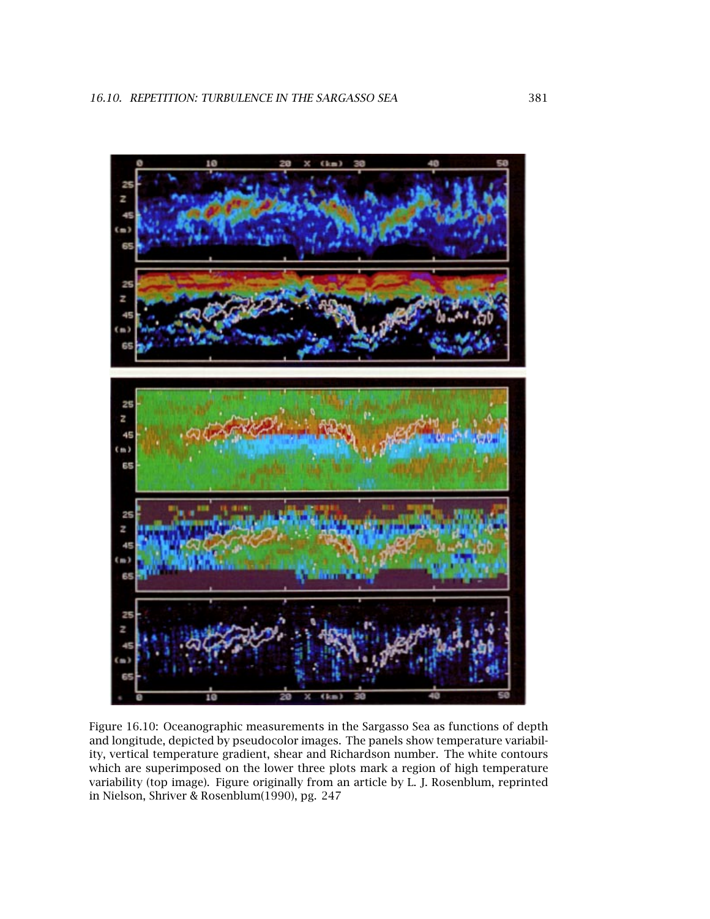Figure 16.10: Oceanographic measurements in the Sargasso Sea as functions of depth and longitude, depicted by pseudocolor images. The panels show temperature variability, vertical temperature gradient, shear and Richardson number. The white contours which are superimposed on the lower three plots mark a region of high temperature variability (top image). Figure originally from an article by L. J. Rosenblum, reprinted in Nielson, Shriver & Rosenblum(1990), pg. 247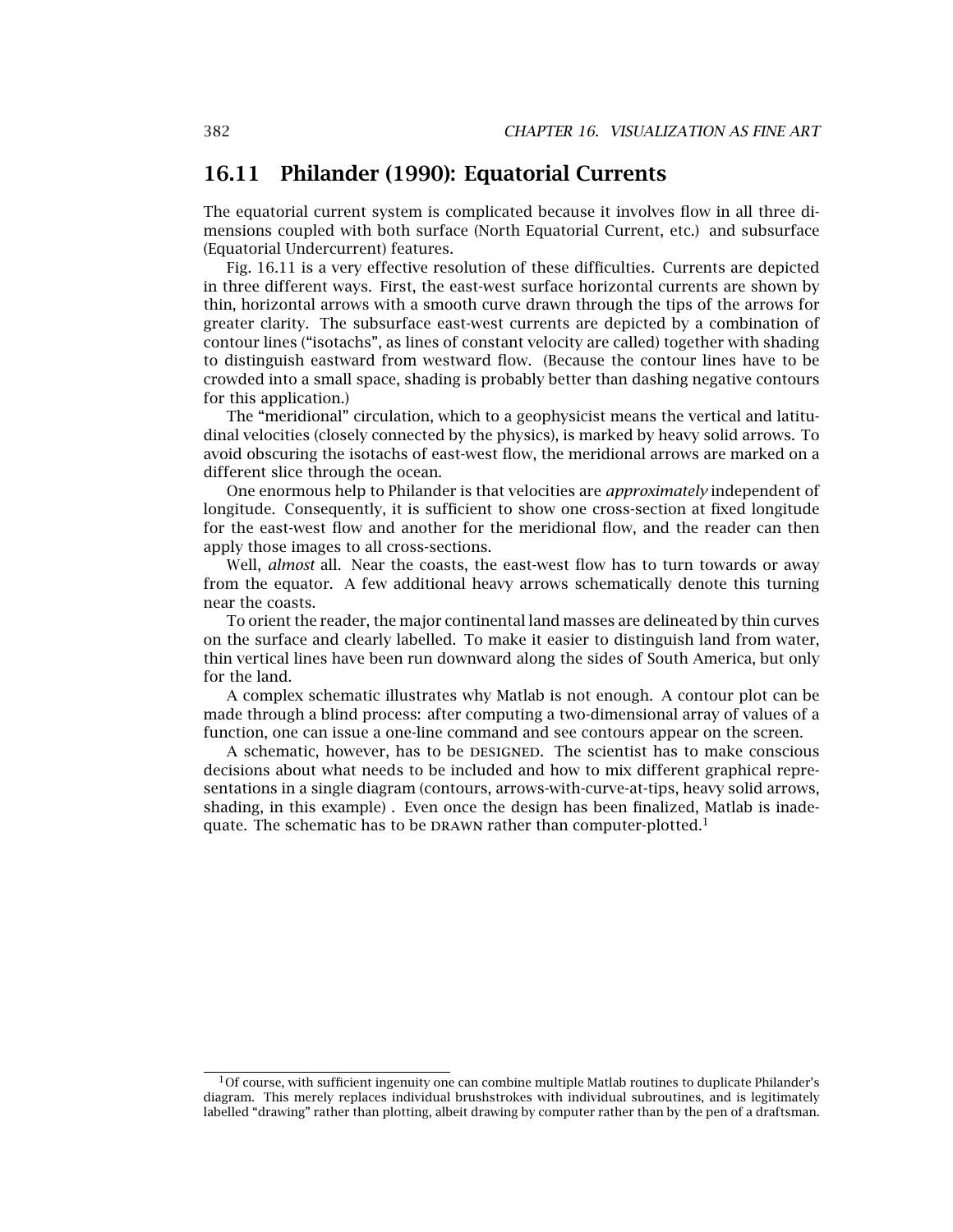## 16.11 Philander (1990): Equatorial Currents

The equatorial current system is complicated because it involves flow in all three dimensions coupled with both surface (North Equatorial Current, etc.) and subsurface (Equatorial Undercurrent) features.

Fig. 16.11 is a very effective resolution of these difficulties. Currents are depicted in three different ways. First, the east-west surface horizontal currents are shown by thin, horizontal arrows with a smooth curve drawn through the tips of the arrows for greater clarity. The subsurface east-west currents are depicted by a combination of contour lines ("isotachs", as lines of constant velocity are called) together with shading to distinguish eastward from westward flow. (Because the contour lines have to be crowded into a small space, shading is probably better than dashing negative contours for this application.)

The "meridional" circulation, which to a geophysicist means the vertical and latitudinal velocities (closely connected by the physics), is marked by heavy solid arrows. To avoid obscuring the isotachs of east-west flow, the meridional arrows are marked on a different slice through the ocean.

One enormous help to Philander is that velocities are *approximately* independent of longitude. Consequently, it is sufficient to show one cross-section at fixed longitude for the east-west flow and another for the meridional flow, and the reader can then apply those images to all cross-sections.

Well, *almost* all. Near the coasts, the east-west flow has to turn towards or away from the equator. A few additional heavy arrows schematically denote this turning near the coasts.

To orient the reader, the major continental land masses are delineated by thin curves on the surface and clearly labelled. To make it easier to distinguish land from water, thin vertical lines have been run downward along the sides of South America, but only for the land.

A complex schematic illustrates why Matlab is not enough. A contour plot can be made through a blind process: after computing a two-dimensional array of values of a function, one can issue a one-line command and see contours appear on the screen.

A schematic, however, has to be DESIGNED. The scientist has to make conscious decisions about what needs to be included and how to mix different graphical representations in a single diagram (contours, arrows-with-curve-at-tips, heavy solid arrows, shading, in this example) . Even once the design has been finalized, Matlab is inadequate. The schematic has to be DRAWN rather than computer-plotted.[1]

[1] Of course, with sufficient ingenuity one can combine multiple Matlab routines to duplicate Philander's diagram. This merely replaces individual brushstrokes with individual subroutines, and is legitimately labelled "drawing" rather than plotting, albeit drawing by computer rather than by the pen of a draftsman.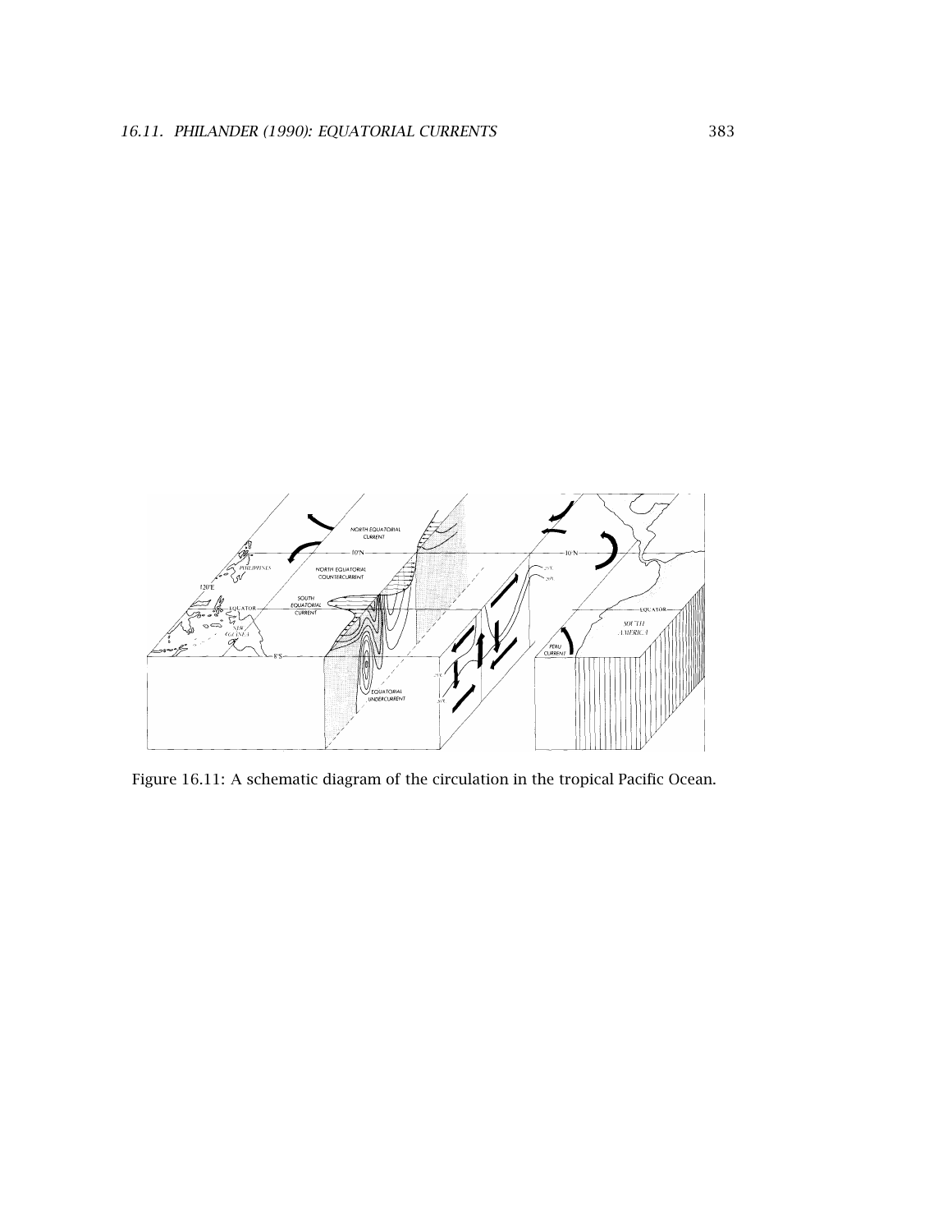NORTH EQUATORIAL CURRENT

10°N

PHILIPPINES

NORTH EQUATORIAL COUNTERCURRENT

120°E

EQUATOR

SOUTH EQUATORIAL CURRENT

NEW GUINEA

8°S

EQUATORIAL UNDERCURRENT

25°C

20°C

10°N

EQUATOR

SOUTH AMERICA

PERU CURRENT

Figure 16.11: A schematic diagram of the circulation in the tropical Pacific Ocean.